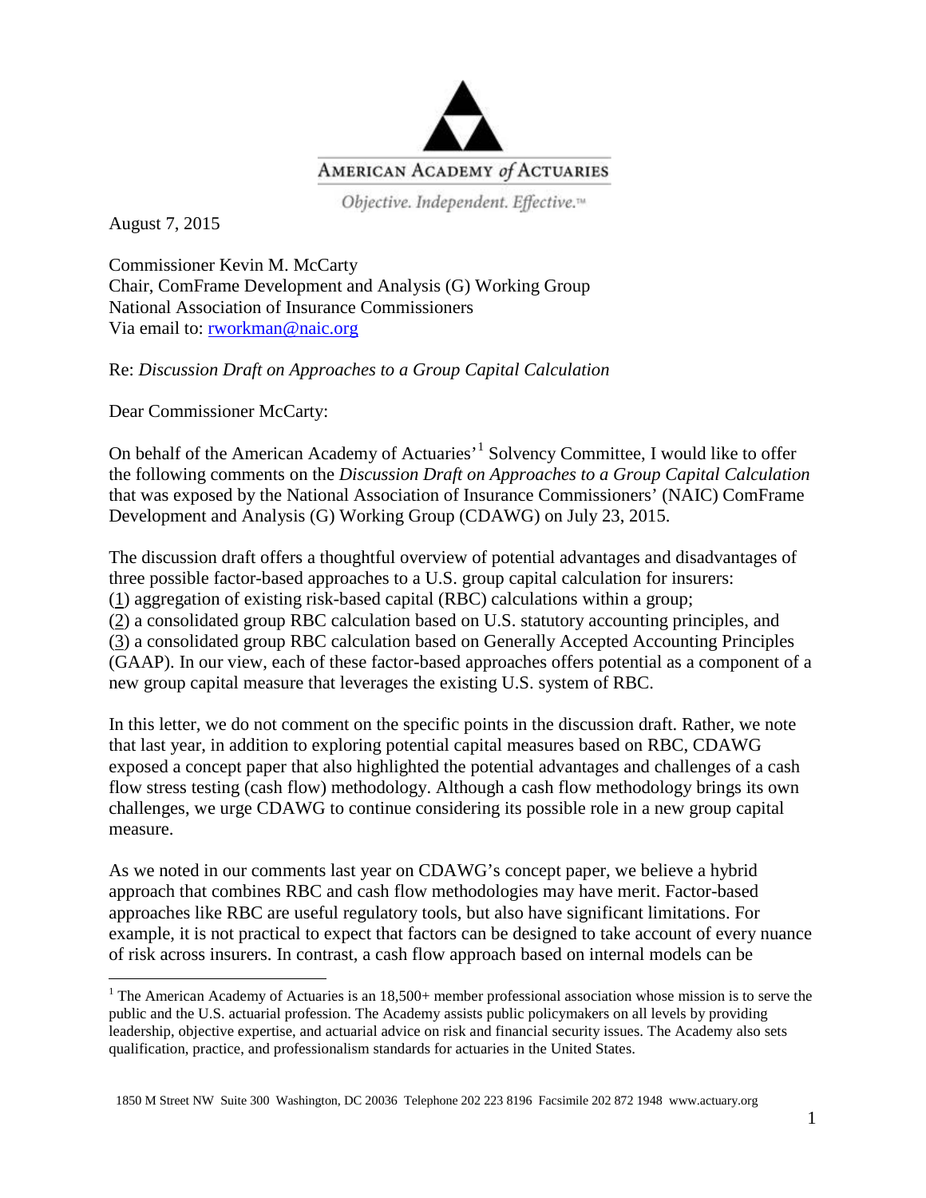AMERICAN ACADEMY *of* ACTUARIES

*Objective. Independent. Effective.*™

August 7, 2015

Commissioner Kevin M. McCarty  
Chair, ComFrame Development and Analysis (G) Working Group  
National Association of Insurance Commissioners  
Via email to: rworkman@naic.org

Re: *Discussion Draft on Approaches to a Group Capital Calculation*

Dear Commissioner McCarty:

On behalf of the American Academy of Actuaries'[1] Solvency Committee, I would like to offer the following comments on the *Discussion Draft on Approaches to a Group Capital Calculation* that was exposed by the National Association of Insurance Commissioners' (NAIC) ComFrame Development and Analysis (G) Working Group (CDAWG) on July 23, 2015.

The discussion draft offers a thoughtful overview of potential advantages and disadvantages of three possible factor-based approaches to a U.S. group capital calculation for insurers: (1) aggregation of existing risk-based capital (RBC) calculations within a group; (2) a consolidated group RBC calculation based on U.S. statutory accounting principles, and (3) a consolidated group RBC calculation based on Generally Accepted Accounting Principles (GAAP). In our view, each of these factor-based approaches offers potential as a component of a new group capital measure that leverages the existing U.S. system of RBC.

In this letter, we do not comment on the specific points in the discussion draft. Rather, we note that last year, in addition to exploring potential capital measures based on RBC, CDAWG exposed a concept paper that also highlighted the potential advantages and challenges of a cash flow stress testing (cash flow) methodology. Although a cash flow methodology brings its own challenges, we urge CDAWG to continue considering its possible role in a new group capital measure.

As we noted in our comments last year on CDAWG's concept paper, we believe a hybrid approach that combines RBC and cash flow methodologies may have merit. Factor-based approaches like RBC are useful regulatory tools, but also have significant limitations. For example, it is not practical to expect that factors can be designed to take account of every nuance of risk across insurers. In contrast, a cash flow approach based on internal models can be

[1] The American Academy of Actuaries is an 18,500+ member professional association whose mission is to serve the public and the U.S. actuarial profession. The Academy assists public policymakers on all levels by providing leadership, objective expertise, and actuarial advice on risk and financial security issues. The Academy also sets qualification, practice, and professionalism standards for actuaries in the United States.

1850 M Street NW Suite 300 Washington, DC 20036 Telephone 202 223 8196 Facsimile 202 872 1948 www.actuary.org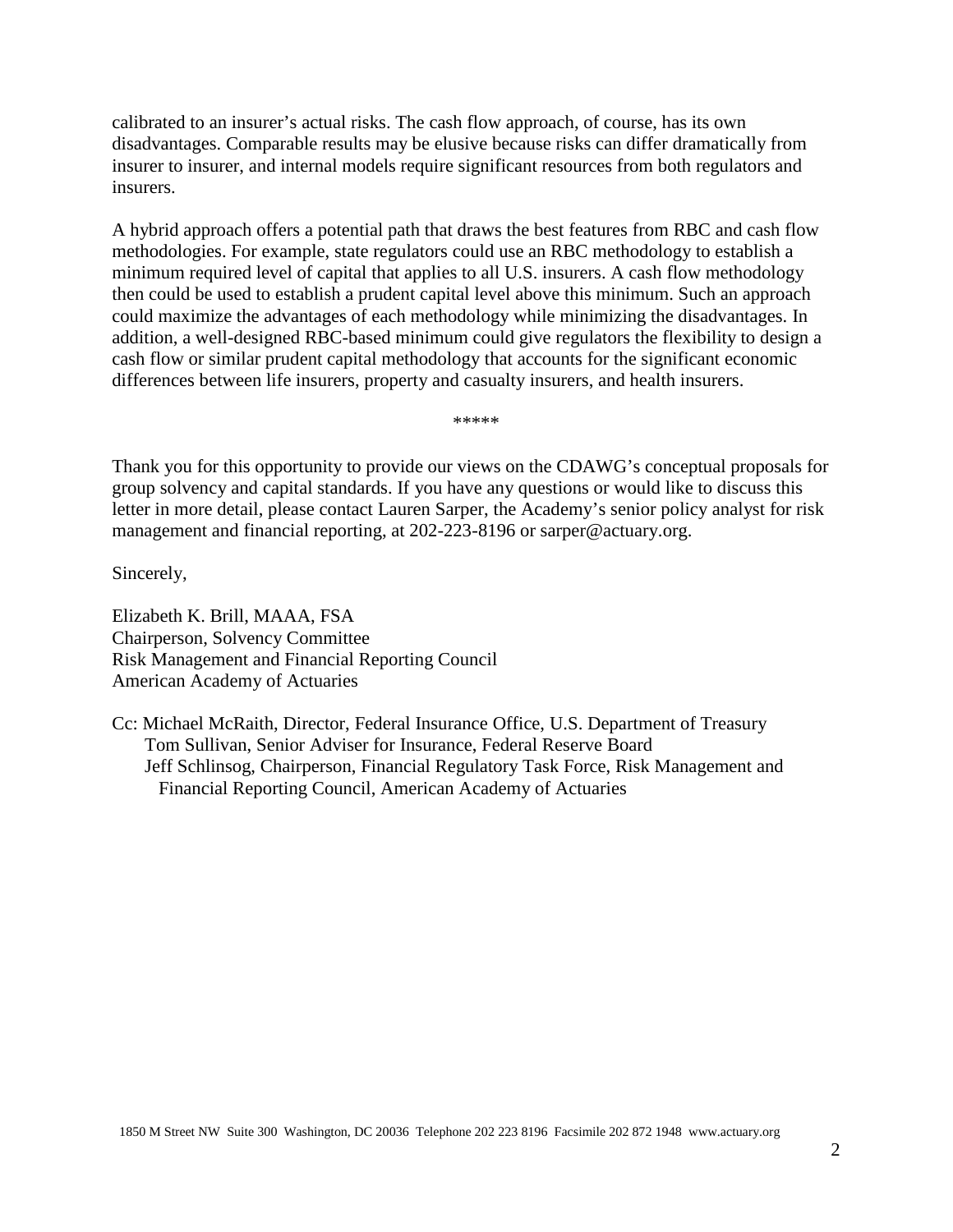calibrated to an insurer's actual risks. The cash flow approach, of course, has its own disadvantages. Comparable results may be elusive because risks can differ dramatically from insurer to insurer, and internal models require significant resources from both regulators and insurers.

A hybrid approach offers a potential path that draws the best features from RBC and cash flow methodologies. For example, state regulators could use an RBC methodology to establish a minimum required level of capital that applies to all U.S. insurers. A cash flow methodology then could be used to establish a prudent capital level above this minimum. Such an approach could maximize the advantages of each methodology while minimizing the disadvantages. In addition, a well-designed RBC-based minimum could give regulators the flexibility to design a cash flow or similar prudent capital methodology that accounts for the significant economic differences between life insurers, property and casualty insurers, and health insurers.

*****

Thank you for this opportunity to provide our views on the CDAWG's conceptual proposals for group solvency and capital standards. If you have any questions or would like to discuss this letter in more detail, please contact Lauren Sarper, the Academy's senior policy analyst for risk management and financial reporting, at 202-223-8196 or sarper@actuary.org.

Sincerely,

Elizabeth K. Brill, MAAA, FSA
Chairperson, Solvency Committee
Risk Management and Financial Reporting Council
American Academy of Actuaries

Cc: Michael McRaith, Director, Federal Insurance Office, U.S. Department of Treasury
Tom Sullivan, Senior Adviser for Insurance, Federal Reserve Board
Jeff Schlinsog, Chairperson, Financial Regulatory Task Force, Risk Management and Financial Reporting Council, American Academy of Actuaries